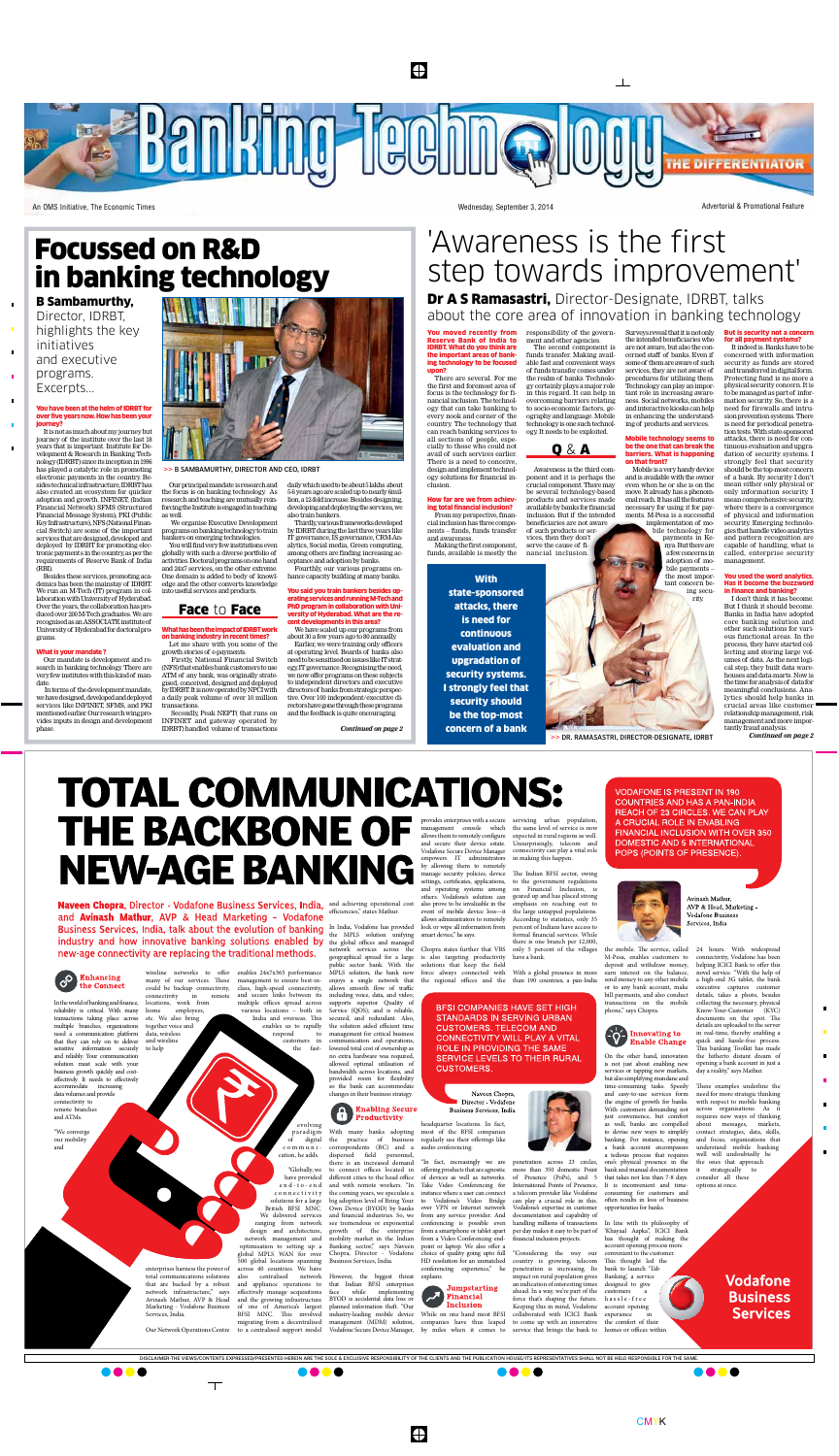# Banking Technology

THE DIFFERENTIATOR

An OMS Initiative, The Economic Times — Wednesday, September 3, 2014 — Advertorial & Promotional Feature

# Focussed on R&D in banking technology

**B Sambamurthy,** Director, IDRBT, highlights the key initiatives and executive programs. Excerpts...

**You have been at the helm of IDRBT for over five years now. How has been your journey?**

It is not as much about my journey but journey of the institute over the last 18 years that is important. Institute for Development & Research in Banking Technology (IDRBT) since its inception in 1996 has played a catalytic role in promoting electronic payments in the country. Besides technical infrastructure, IDRBT has also created an ecosystem for quicker adoption and growth. INFINET (Indian Financial Network) SFMS (Structured Financial Message System), PKI (Public Key Infrastructure), NFS (National Financial Switch) are some of the important services that are designed, developed and deployed by IDRBT for promoting electronic payments in the country as per the requirements of Reserve Bank of India (RBI).

Besides these services, promoting academics has been the mainstay of IDRBT. We run an M-Tech (IT) program in collaboration with University of Hyderabad. Over the years, the collaboration has produced over 200 M-Tech graduates. We are recognised as an ASSOCIATE institute of University of Hyderabad for doctoral programs.

**What is your mandate?**

Our mandate is development and research in banking technology. There are very few institutes with this kind of mandate.

In terms of the development mandate, we have designed, developed and deployed services like INFINET, SFMS, and PKI mentioned earlier. Our research wing provides inputs in design and development phase.

>> B SAMBAMURTHY, DIRECTOR AND CEO, IDRBT

Our principal mandate is research and the focus is on banking technology. As research and teaching are mutually reinforcing the Institute is engaged in teaching as well.

We organise Executive Development programs on banking technology to train bankers on emerging technologies.

You will find very few institutions even globally with such a diverse portfolio of activities. Doctoral programs on one hand and 24x7 services, on the other extreme. One domain is added to body of knowledge and the other converts knowledge into useful services and products.

## Face to Face

**What has been the impact of IDRBT work on banking industry in recent times?**

Let me share with you some of the growth stories of e-payments.

Firstly, National Financial Switch (NFS) that enables bank customers to use ATM of any bank, was originally strategised, conceived, designed and deployed by IDRBT. It is now operated by NPCI with a daily peak volume of over 10 million transactions.

Secondly, Peak NEFT) that runs on INFINET and gateway operated by IDRBT) handled volume of transactions daily which used to be about 5 lakhs about 5-6 years ago are scaled up to nearly 6 million, a 12-fold increase. Besides designing, developing and deploying the services, we also train bankers.

Thirdly, various frameworks developed by IDRBT during the last three years like IT governance, IS governance, CRM Analytics, Social media, Green computing, among others are finding increasing acceptance and adoption by banks.

Fourthly, our various programs enhance capacity building at many banks.

**You said you train bankers besides operating services and running M-Tech and PhD program in collaboration with University of Hyderabad. What are the recent developments in this area?**

We have scaled up our programs from about 30 a few years ago to 80 annually.

Earlier, we were training only officers at operating level. Boards of banks also need to be sensitised on issues like IT strategy, IT governance. Recognising the need, we now offer programs on these subjects to independent directors and executive directors of banks from strategic perspective. Over 100 independent/executive directors have gone through these programs and the feedback is quite encouraging.

*Continued on page 2*

# 'Awareness is the first step towards improvement'

**Dr A S Ramasastri,** Director-Designate, IDRBT, talks about the core area of innovation in banking technology

**You moved recently from Reserve Bank of India to IDRBT. What do you think are the important areas of banking technology to be focused upon?**

There are several. For me the first and foremost area of focus is the technology for financial inclusion. The technology that can take banking to every nook and corner of the country. The technology that can reach banking services to all sections of people, especially to those who could not avail of such services earlier. There is a need to conceive, design and implement technology solutions for financial inclusion.

**How far are we from achieving total financial inclusion?**

From my perspective, financial inclusion has three components – funds, funds transfer and awareness.

Making the first component, funds, available is mostly the responsibility of the government and other agencies.

The second component is funds transfer. Making available fast and convenient ways of funds transfer comes under the realm of banks. Technology certainly plays a major role in this regard. It can help in overcoming barriers relating to socio-economic factors, geography and language. Mobile technology is one such technology. It needs to be exploited.

## Q & A

Awareness is the third component and it is perhaps the crucial component. There may be several technology-based products and services made available by banks for financial inclusion. But if the intended beneficiaries are not aware of such products or services, then they don't serve the cause of financial inclusion. Surveys reveal that it is not only the intended beneficiaries who are not aware, but also the concerned staff of banks. Even if some of them are aware of such services, they are not aware of procedures for utilising them. Technology can play an important role in increasing awareness. Social networks, mobiles and interactive kiosks can help in enhancing the understanding of products and services.

**Mobile technology seems to be the one that can break the barriers. What is happening on that front?**

Mobile is a very handy device and is available with the owner even when he or she is on the move. It already has a phenomenal reach. It has all the features necessary for using it for payments. M-Pesa is a successful implementation of mobile technology for payments in Kenya. But there are a few concerns in adoption of mobile payments – the most important concern being security.

**But is security not a concern for all payment systems?**

It indeed is. Banks have to be concerned with information security as funds are stored and transferred in digital form. Protecting fund is no more a physical security concern. It is to be managed as part of information security. So, there is a need for firewalls and intrusion prevention systems. There is need for periodical penetration tests. With state-sponsored attacks, there is need for continuous evaluation and upgradation of security systems. I strongly feel that security should be the top-most concern of a bank. By security I don't mean either only physical or only information security. I mean comprehensive security, where there is a convergence of physical and information security. Emerging technologies that handle video analytics and pattern recognition are capable of handling, what is called, enterprise security management.

**You used the word analytics. Has it become the buzzword in finance and banking?**

I don't think it has become. But I think it should become. Banks in India have adopted core banking solution and other such solutions for various functional areas. In the process, they have started collecting and storing large volumes of data. As the next logical step, they built data warehouses and data-marts. Now is the time for analysis of data for meaningful conclusions. Analytics should help banks in crucial areas like customer relationship management, risk management and more importantly fraud analysis.

*Continued on page 2*

**With state-sponsored attacks, there is need for continuous evaluation and upgradation of security systems. I strongly feel that security should be the top-most concern of a bank**

>> DR. RAMASASTRI, DIRECTOR-DESIGNATE, IDRBT

# TOTAL COMMUNICATIONS: THE BACKBONE OF NEW-AGE BANKING

**Naveen Chopra**, Director - Vodafone Business Services, India, and **Avinash Mathur**, AVP & Head Marketing – Vodafone Business Services, India, talk about the evolution of banking industry and how innovative banking solutions enabled by new-age connectivity are replacing the traditional methods.

VODAFONE IS PRESENT IN 190 COUNTRIES AND HAS A PAN-INDIA REACH OF 23 CIRCLES. WE CAN PLAY A CRUCIAL ROLE IN ENABLING FINANCIAL INCLUSION WITH OVER 350 DOMESTIC AND 5 INTERNATIONAL POPS (POINTS OF PRESENCE).

Avinash Mathur, AVP & Head, Marketing - Vodafone Business Services, India

### Enhancing the Connect

In the world of banking and finance, reliability is critical. With many transactions taking place across multiple branches, organisations need a communication platform that they can rely on to deliver sensitive information securely and reliably. Your communication solution must scale with your business growth quickly and cost-effectively. It needs to effectively accommodate increasing data volumes and provide connectivity to remote branches and ATMs.

"We converge our mobility and wireline networks to offer many of our services. These could be backup connectivity, connectivity in remote locations, work from home employees, etc. We also bring together voice and data, wireless and wireline to help enterprises harness the power of total communications solutions that are backed by a robust network infrastructure," says Avinash Mathur, AVP & Head Marketing - Vodafone Business Services, India.

Our Network Operations Centre enables 24x7x365 performance management to ensure best-in-class, high-speed connectivity, and secure links between its multiple offices spread across various locations – both in India and overseas. This enables us to rapidly respond to customers in the fast-evolving paradigm of digital communication, he adds.

"Globally, we have provided end-to-end connectivity solutions for a large British BFSI MNC. We delivered services ranging from network design and architecture, network management and optimisation to setting up a global MPLS WAN for over 500 global locations spanning across 40 countries. We have also centralised network and appliance operations to effectively manage acquisitions and the growing infrastructure of one of America's largest BFSI MNC. This involved migrating from a decentralised to a centralised support model and achieving operational cost efficiencies," states Mathur.

In India, Vodafone has provided the MPLS solution unifying the global offices and managed network services across the geographical spread for a large public sector bank. With the MPLS solution, the bank now enjoys a single network that allows smooth flow of traffic including voice, data, and video; supports superior Quality of Service (QOS); and is reliable, secured, and redundant. Also, the solution aided efficient time management for critical business communication and operations, lowered total cost of ownership as no extra hardware was required, allowed optimal utilisation of bandwidth across locations, and provided room for flexibility so the bank can accommodate changes in their business strategy.

### Enabling Secure Productivity

With many banks adopting the practice of business correspondents (BC) and a dispersed field personnel, there is an increased demand to connect offices located in different cities to the head office and with remote workers. "In the coming years, we speculate a big adoption level of Bring Your Own Device (BYOD) by banks and financial industries. So, we see tremendous or exponential growth of the enterprise mobility market in the Indian Banking sector," says Naveen Chopra, Director - Vodafone Business Services, India.

However, the biggest threat that Indian BFSI enterprises face while implementing BYOD is accidental data loss or planned information theft. "Our industry-leading mobile device management (MDM) solution, Vodafone Secure Device Manager, provides enterprises with a secure management console which allows them to remotely configure and secure their device estate. Vodafone Secure Device Manager empowers IT administrators by allowing them to remotely manage security policies, device settings, certificates, applications, and operating systems among others. Vodafone's solution can also prove to be invaluable in the event of mobile device loss—it allows administrators to remotely lock or wipe all information from smart devices," he says.

Chopra states further that VBS is also targeting productivity solutions that keep the field force always connected with the regional offices and the headquarter locations. In fact, most of the BFSI companies regularly use their offerings like audio conferencing.

"In fact, increasingly we are offering products that are agnostic of devices as well as networks. Take Video Conferencing for instance where a user can connect to Vodafone's Video Bridge over VPN or Internet network from any service provider. And conferencing is possible even from a smartphone or tablet apart from a Video Conferencing endpoint or laptop. We also offer a choice of quality going upto full HD resolution for an unmatched conferencing experience," he explains.

BFSI COMPANIES HAVE SET HIGH STANDARDS IN SERVING URBAN CUSTOMERS. TELECOM AND CONNECTIVITY WILL PLAY A VITAL ROLE IN PROVIDING THE SAME SERVICE LEVELS TO THEIR RURAL CUSTOMERS.

Naveen Chopra, Director - Vodafone Business Services, India

### Jumpstarting Financial Inclusion

While on one hand most BFSI companies have thus leaped by miles when it comes to servicing urban population, the same level of service is now expected in rural regions as well. Unsurprisingly, telecom and connectivity can play a vital role in making this happen.

The Indian BFSI sector, owing to the government regulations on Financial Inclusion, is geared up and has placed strong emphasis on reaching out to the large untapped populations. According to statistics, only 35 percent of Indians have access to formal financial services. While there is one branch per 12,000, only 5 percent of the villages have a bank.

With a global presence in more than 190 countries, a pan-India penetration across 23 circles, more than 350 domestic Point of Presence (PoPs), and 5 International Points of Presence, a telecom provider like Vodafone can play a crucial role in this. Vodafone's expertise in customer documentation and capability of handling millions of transactions per day makes it easy to be part of financial inclusion projects.

"Considering the way our country is growing, telecom penetration is increasing. Its impact on rural population gives an indication of interesting times ahead. In a way, we're part of the force that's shaping the future. Keeping this in mind, Vodafone collaborated with ICICI Bank to come up with an innovative service that brings the bank to the mobile. The service, called M-Pesa, enables customers to deposit and withdraw money, earn interest on the balance, send money to any other mobile or to any bank account, make bill payments, and also conduct transactions on the mobile phone," says Chopra.

### Innovating to Enable Change

On the other hand, innovation is not just about enabling new services or tapping new markets, but also simplifying mundane and time-consuming tasks. Speedy and easy-to-use services form the engine of growth for banks. With customers demanding not just convenience, but comfort as well, banks are compelled to devise new ways to simplify banking. For instance, opening a bank account encompasses a tedious process that requires one's physical presence in the bank and manual documentation that takes not less than 7-8 days. It is inconvenient and time-consuming for customers and often results in loss of business opportunities for banks.

In line with its philosophy of 'Khayaal Aapka', ICICI Bank has thought of making the account opening process more convenient to the customer. This thought led the bank to launch "Tab Banking, a service designed to give customers a hassle-free account opening experience in the comfort of their homes or offices within 24 hours. With widespread connectivity, Vodafone has been helping ICICI Bank to offer this novel service. "With the help of a high-end 3G tablet, the bank executive captures customer details, takes a photo, besides collecting the necessary, physical Know-Your-Customer (KYC) documents on the spot. The details are uploaded to the server in real-time, thereby enabling a quick and hassle-free process. This Banking Toolkit has made the hitherto distant dream of opening a bank account in just a day a reality," says Mathur.

These examples underline the need for more strategic thinking with respect to mobile banking across organisations. As it requires new ways of thinking about markets, contact strategies, data, skills, and focus, organisations that understand mobile banking will will undoubtedly be the ones that approach it strategically to consider all these options at once.

**Vodafone Business Services**

DISCLAIMER-THE VIEWS/CONTENTS EXPRESSED/PRESENTED HEREIN ARE THE SOLE & EXCLUSIVE RESPONSIBILITY OF THE CLIENTS AND THE PUBLICATION HOUSE/ITS REPRESENTATIVES SHALL NOT BE HELD RESPONSIBLE FOR THE SAME.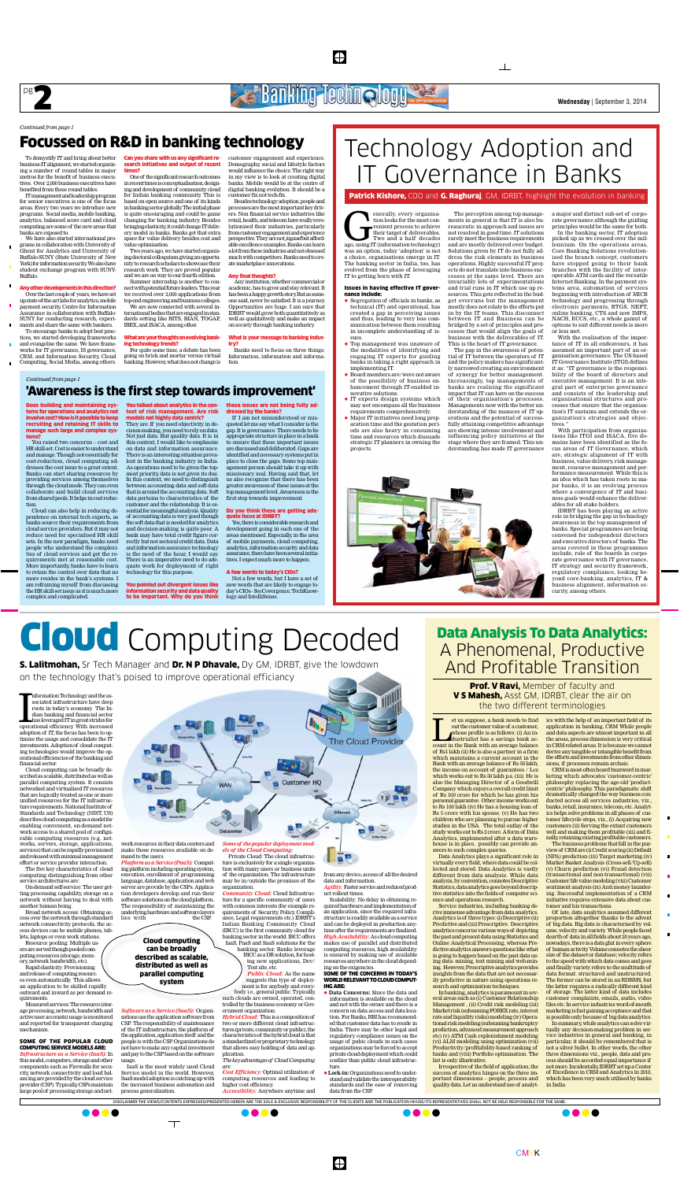*Continued from page 1*

# Focussed on R&D in banking technology

To demystify IT and bring about better business-IT alignment, we started organising a number of round tables in major metros for the benefit of business executives. Over 2,000 business executives have benefited from these round tables.

IT management and leadership program for senior executives is one of the focus areas. Every two years we introduce new programs. Social media, mobile banking, analytics, balanced score card and cloud computing are some of the new areas that banks are exposed to.

We have also started international programs in collaboration with University of Ghent for Analytics and University of Buffalo-SUNY (State University of New York) for information security. We also have student exchange program with SUNY-Buffalo.

**Any other developments in this direction?**

Over the last couple of years, we have set up state-of-the art labs for analytics, mobile payment security, Centre for Information Assurance in collaboration with Buffalo-SUNY for conducting research, experiments and share the same with bankers.

To encourage banks to adopt best practices, we started developing frameworks and evangelise the same. We have frameworks for IT governance, IS governance, CRM, and Information Security, Cloud Computing, Social Media, among others.

**Can you share with us any significant research initiatives and output of recent times?**

One of the significant research outcomes in recent times is conceptualisation, designing and development of community cloud for Indian banking community. This is based on open source and one of its kinds in banking sector globally. The initial phase is quite encouraging and could be game changing for banking industry. Besides bringing elasticity, it could change IT delivery model in banks. Banks get that extra space for value delivery besides cost and value optimisation.

Two years ago, we have started organising doctoral colloquium giving an opportunity to research scholars to showcase their research work. They are proved popular and we are on way to our fourth edition.

Summer internship is another to connect with potential future leaders. This year we received over 2,000 applications from top end engineering and business colleges.

We are now connected with several international bodies that are engaged in standards setting like BITS, BIAN, TOGAF, IBEX, and ISACA, among other.

**What are your thoughts on evolving banking technology trends?**

For quite some time, a debate has been going on brick and mortar versus virtual banking. However, what does not change is customer engagement and experience. Demography, social and lifestyle factors would influence the choice. The right way in my view is to look at creating digital banks. Mobile would be at the centre of digital banking evolution. It should be a customer fix not tech-fix.

Besides technology adoption, people and processes are the most important key drivers. Non financial service industries like retail, health, and telecom have really revolutionised their industries, particularly from customer engagement and experience perspective. They are not just about affordable excellence examples. Banks can learn a lot from these industries and not obsessed much with competitors. Banks need to create marketplace innovations.

**Any final thoughts?**

Any institution, whether commercial or academic, has to grow and stay relevant. It has been a happy growth story. But as someone said, never be satisfied. It is a journey. Opportunities are huge. I am sure that IDRBT would grow both quantitatively as well as qualitatively and make an impact on society through banking industry.

**What is your message to banking industry?**

Banks need to focus on three things: Information, information and information.

*Continued from page 1*

# 'Awareness is the first step towards improvement'

**Does building and maintaining systems for operations and analytics not involve cost? How is it possible to keep recruiting and retaining IT skills to manage such large and complex systems?**

You raised two concerns – cost and HR skill-set. Cost is easier to understand and manage. Though not essentially for cost-reduction, cloud computing addresses the cost issue to a great extent. Banks can start sharing resources by providing services among themselves through the cloud mode. They can even collaborate and build cloud services from shared pools. It helps in cost reduction.

Cloud can also help in reducing dependence on internal tech experts, as banks source their requirements from cloud service providers. But it may not reduce need for specialised HR skill sets. In the new paradigm, banks need people who understand the complexities of cloud services and get the requirements met at reasonable cost. More importantly, banks have to learn to retain the control over data that no more resides in the bank's systems. I am refraining myself from discussing the HR skill-set issue as it is much more complex and complicated.

**You talked about analytics in the context of risk management. Are risk models not highly data centric?**

They are. If you need objectivity in decision-making, you need to rely on data. Not just data. But quality data. It is in this context, I would like to emphasize on data and information assurance. There is an interesting situation prevalent in the banking industry in India. As operations need to be given the topmost priority, data is given its due. In this context, we need to distinguish between accounting data and soft data that is around the accounting data. Soft data pertains to characteristics of the customer and the relationship. It is essential for meaningful analysis. Quality of accounting data is very good though the soft data that is needed for analytics and decision-making is quite poor. A bank may have total credit figure correctly but not sectoral credit data. Data and information assurance technology is the need of the hour, I would say. There is an imperative need to do adequate work for deployment of right technology for this purpose.

**You pointed out divergent issues like information security and data quality to be important. Why do you think these issues are not being fully addressed by the banks?**

If I am not misunderstood or misquoted let me say what I consider is the gap. It is governance. There needs to be appropriate structure in place in a bank to ensure that these important issues are discussed and deliberated. Gaps are identified and necessary systems put in place to close the gaps. Some top management person should take it up with missionary zeal. Having said that, let us also recognise that there has been greater awareness of these issues at the top management level. Awareness is the first step towards improvement.

**Do you think there are getting adequate focus at IDRBT?**

Yes, there is considerable research and development going in each one of the areas mentioned. Especially in the area of mobile payments, cloud computing, analytics, information security and data assurance, there have been several initiatives. I expect much more to happen.

**A few words to today's CIOs?**

Not a few words, but I have a set of new words that are likely to engage today's CIOs - SecConvergence, TechKnowlogy and IntelliSense.

# Technology Adoption and IT Governance in Banks

**Patrick Kishore,** COO and **G. Raghuraj**, GM, IDRBT, highlight the evolution in banking

Generally, every organisation looks for the most convenient process to achieve their target of deliverables. Two and a half decades ago, using IT (information technology) was an option, today 'adoption' is not a choice, organisations emerge in IT. The banking sector in India, too, has evolved from the phase of leveraging IT to getting born in IT.

**Issues in having effective IT governance include:**

- Segregation of officials in banks, as technical (IT) and operational, has created a gap in perceiving issues and thus, leading to very less communication between them resulting in incomplete understanding of issues.
- Top management was unaware of the modalities of identifying and engaging IT experts for guiding banks in taking a right approach in implementing IT.
- Board members are/were not aware of the possibility of business enhancement through IT-enabled innovative solutions.
- IT experts design systems which may not encompass all the business requirements comprehensively.
- Major IT initiatives need long preparation time and the gestation periods are also heavy in consuming time and resources which dissuade strategic IT planners in owning the projects.

The perception among top managements in general is that IT is also bureaucratic in approach and issues are not resolved in good time. IT solutions rarely meet the business requirements and are mostly delivered over budget. Solutions given by IT do not fully address the risk elements in business operations. Highly successful IT projects do not translate into business successes at the same level. There are invariably lots of experimentations and trial runs in IT which use up resources. This gets reflected in the budget overruns but the management mostly does not relate to the efforts put in by the IT teams. This disconnect between IT and Business can be bridged by a set of principles and processes that would align the goals of business with the deliverables of IT. This is the heart of IT governance.

The gap in the awareness of potential of IT between the operators of IT and the policy makers has significantly narrowed creating an environment of synergy for better management. Increasingly, top managements of banks are realising the significant impact that IT can have on the success of their organisation's processes. Managements now with the better understanding of the nuances of IT operations and the potential of successfully attaining competitive advantage are showing intense involvement and influencing policy initiatives at the stage where they are framed. This understanding has made IT governance a major and distinct sub-set of corporate governance although the guiding principles would be the same for both.

In the banking sector, IT adoption picked up as we crossed over the millennium. On the operations areas, Core Banking Solutions revolutionised the branch concept, customers have stopped going to their bank branches with the facility of interoperable ATM cards and the versatile Internet Banking. In the payment systems area, automation of services beginning with introduction of MICR technology and progressing through electronic payments, RTGS, NEFT, online banking, CTS and now IMPS, NACH, ECCS, etc., a whole gamut of options to suit different needs is more or less met.

With the realisation of the importance of IT in all endeavours, it has assumed an important part of an organisation governance. The US-based IT Governance Institute (ITGI) defines it as: "IT governance is the responsibility of the board of directors and executive management. It is an integral part of enterprise governance and consists of the leadership and organisational structures and processes that ensure that the organisation's IT sustains and extends the organisation's strategies and objectives."

With participation from organisations like ITGI and ISACA, five domains have been identified as the focus areas of IT Governance, which are, strategic alignment of IT with business, value delivery, risk management, resource management and performance measurement. While this is an idea which has taken roots in major banks, it is an evolving process where a convergence of IT and business goals would enhance the deliverables for all stake holders.

IDRBT has been playing an active role in bridging the gap in technology awareness in the top management of banks. Special programmes are being convened for independent directors and executive directors of banks. The areas covered in these programmes include, role of the boards in corporate governance with IT governance, IT strategy and security framework, regulatory compliance, looking beyond core-banking, analytics, IT & business alignment, information security, among others.

# Cloud Computing Decoded

**S. Lalitmohan,** Sr Tech Manager and **Dr. N P Dhavale,** Dy GM, IDRBT, give the lowdown on the technology that's poised to improve operational efficiency

Information Technology and the associated infrastructure have deep roots in today's economy. The Indian banking and financial sector has leveraged IT in great strides for operational efficiency. With increased adoption of IT, the focus has been to optimise the usage and consolidate the IT investments. Adoption of cloud computing technologies would improve the operational efficiencies of the banking and financial sector.

Cloud computing can be broadly described as scalable, distributed as well as parallel computing system. It consists networked and virtualised IT resources that are logically treated as one or more unified resources for the IT infrastructure requirements. National Institute of Standards and Technology (NIST), US describes cloud computing as a model for enabling convenient, on-demand network access to a shared pool of configurable computing resources (e.g. networks, servers, storage, applications, services) that can be rapidly provisioned and released with minimal management effort or service provider interaction.

The five key characteristics of cloud computing distinguishing from other service architectures are:

On-demand self-service: The user getting processing capability, storage on a network without having to deal with another human being.

Broad network access: Obtaining access over the network through standard network connectivity protocols, the access devices can be mobile phones, tablets, laptops or even work stations.

Resource pooling: Multiple users are served though pooled computing resources (storage, memory, network bandwidth, etc).

Rapid elasticity: Provisioning and release of computing resources even automatically. This allows an application to be skilled rapidly outward and inward as per demand requirements.

Measured services: The resource (storage processing, network, bandwidth and active user accounts) usage is monitored and reported for transparent charging mechanism.

**SOME OF THE POPULAR CLOUD COMPUTING SERVICE MODELS ARE:**

*Infrastructure as a Service (IaaS):* In this model, computers, storage and other components such as Firewalls for security network connectivity and load balancing are provided by the cloud service provider (CSP). Typically, CSPs maintain large pool of processing storage and network resources in their data centers and make these resources available on demand to the users.

*Platform as a Service (PaaS):* Computing platform including operating system, execution, enrollment of programming language, database, application and web server are provide by the CSPs. Application developers develop and run their software solutions on the cloud platform. The responsibility of maintaining the underlying hardware and software layers lies with the CSP.

> **Cloud computing can be broadly described as scalable, distributed as well as parallel computing system**

*Software as a Service (SaaS):* Organizations use the application software from CSP. The responsibility of maintenance of the IT infrastructure, the platform of the application, application itself and the people is with the CSP. Organizations do not have to make any capital investment and pay to the CSP based on the software usage.

IaaS is the most widely used Cloud Service model in the world. However, SaaS model adoption is catching up with the increased business automation and process generalization.

*Some of the popular deployment models of the Cloud Computing:*

*Private Cloud:* The cloud infrastructure is exclusively for a single organization with many users or business units of the organization. The infrastructure may be in/outside the premises of the organization.

*Community Cloud:* Cloud Infrastructure for a specific community of users with common interests (for example requirements of Security Policy, Compliance, Legal requirements etc.) IDRBT's Indian Banking Community Cloud (IBCC) is the first community cloud for banking sector in the world. IBCC offers IaaS, PaaS and SaaS solutions for the banking sector. Banks leverage IBCC as a DR solution, for hosting new applications, Dev/Test site, etc.

*Public Cloud:* As the name suggests this type of deployment is for anybody and everybody i.e., general public. Typically, such clouds are owned, operated, controlled by the business economy or Government organization.

*Hybrid Cloud:* This is a composition of two or more different cloud infrastructures (private, community or public), the characteristics of the hybrid cloud is that a standardized or proprietary technology that allows easy holding of data and application.

*The key advantages of Cloud Computing are:*

*Cost Efficiency:* Optimal utilization of computing resources and leading to higher cost efficiency.

*Accessibility:* Anywhere anytime and from any device, access of all the desired data and information.

*Agility:* Faster service and reduced product rollout times.

Scalability: No delay in obtaining required hardware and implementation of an application, since the required infrastructure is readily available as a service and can be deployed in production anytime after the requirements are finalized.

*High Availability:* As cloud computing makes use of parallel and distributed computing resources, high availability is ensured by making use of available resources anywhere in the cloud depending on the exigencies.

**SOME OF THE CONCERNS IN TODAY'S WORLD RELEVANT TO CLOUD COMPUTING ARE:**

- **Data Concerns:** Since the data and information is available on the cloud and not with the owner and there is a concern on data access and data location. For Banks, RBI has recommended that customer data has to reside in India. There may be other legal and regulatory compliance issues on the usage of public clouds in such cases organizations may be forced to accept private cloud deployment which could costlier than public cloud infrastructure.
- **Lock-in:** Organizations need to understand and validate the interoperability standards and the ease of removing data from the CSP.

# Data Analysis To Data Analytics: A Phenomenal, Productive And Profitable Transition

**Prof. V Ravi,** Member of faculty and **V S Mahesh,** Asst GM, IDRBT, clear the air on the two different terminologies

Let us suppose, a bank needs to find out the customer value of a customer, whose profile is as follows: (i) An industrialist has a savings bank account in the Bank with an average balance of Rs1 lakh (ii) He is also a partner in a firm which maintains a current account in the Bank with an average balance of Rs 50 lakh; the income on account of guarantees / Lcs which works out to Rs 50 lakh p.a. (iii) He is also the Managing Director of a Goodwill Company which enjoys a overall credit limit of Rs 100 crore for which he has given his personal guarantee. Other income works out to Rs 100 lakh (iv) He has a housing loan of Rs 5 crore with his spouse. (v) He has two children who are planning to pursue higher studies in the USA. The total outlay of the study works out to Rs 2 crore. A form of Data Analytics, implemented after a data warehouse is in place, possibly can provide answers to such complex queries.

Data Analytics plays a significant role in virtually every field, where data could be collected and stored. Data Analytics is vastly different from data analysis. While data analysis, by convention, connotes Descriptive Statistics, data analytics goes beyond descriptive statistics into the fields of computer science and operations research.

Service industries, including banking derive immense advantage from data analytics. Analytics is of three types: (i) Descriptive (ii) Predictive and (iii) Prescriptive. Descriptive analytics concerns various ways of depicting the past and present data using Statistics and Online Analytical Processing, whereas Predictive analytics answers questions like what is going to happen based on the past data using data- mining, text mining and web-mining. However, Prescriptive analytics provides insights from the data that are not necessarily predictive in nature using operations research and optimization techniques.

In banking, analytics is paramount in several areas such as (i) Customer Relationship Management , (ii) Credit risk modeling (iii) Market risk (subsuming FOREX rate, interest rate and liquidity risks) modeling (iv) Operational risk modeling (subsuming bankruptcy prediction, advanced measurement approach etc) (v) ATM Cash replenishment modeling (vi) ALM modeling using optimization (vii) Productivity/profitability-based ranking of banks and (viii) Portfolio optimization. The list is only illustrative.

Irrespective of the field of application, the success of analytics hinges on the three important dimensions – people, process and quality data. Let us understand use of analytics with the help of an important field of its application in banking, CRM. While people and data aspects are utmost important in all the areas, process dimension is very critical in CRM related areas. It is because we cannot derive any tangible or intangible benefit from the efforts and investments from other dimensions, if processes remain archaic.

CRM is more often heard buzzword in marketing which advocates 'customer-centric' philosophy replacing the age-old 'product-centric' philosophy. This paradigmatic shift dramatically changed the way business conducted across all services industries, viz., banks, retail, insurance, telecom, etc. Analytics helps solve problems in all phases of customer lifecycle steps, viz., (i) Acquiring new customers (ii) Serving the existing customers well and making them profitable (iii) and finally, retaining existing profitable customers.

The business problems that fall in the purview of CRM are (i) Credit scoring (ii) Default (NPA) prediction (iii) Target marketing (iv) Market Basket Analysis (Cross-sell/Up-sell) (v) Churn prediction (vi) Fraud detection (transactional and non-transactional) (vii) Customer life value modeling (viii) Customer sentiment analysis (ix) Anti money laundering. Successful implementation of a CRM initiative requires extensive data about customer and his transactions.

Of late, data analytics assumed different proportion altogether thanks to the advent of big data. Big data is characterized by volume, velocity and variety. While people faced dearth of data in all fields about 20 years ago, nowadays, there is a data glut in every sphere of human activity. Volume connotes the sheer size of the data set or database; velocity refers to the speed with which data comes and goes and finally variety refers to the multitude of data format: structured and unstructured. The former can be stored in an RDBMS, but the latter requires a radically different kind of storage. The latter kind of data includes customer complaints, emails, audio, video files etc. In service industries word-of-mouth marketing is fast gaining acceptance and that is possible only because of big data analytics.

In summary, while analytics can solve virtually any decision-making problem in service industries in general and banking, in particular, it should be remembered that is not a silver bullet. In other words, the other three dimensions viz., people, data and process should be accorded equal importance if not more. Incidentally, IDRBT set up a Center of Excellence in CRM and Analytics in 2010, which has been very much utilised by banks in India.

DISCLAIMER-THE VIEWS/CONTENTS EXPRESSED/PRESENTED HEREIN ARE THE SOLE & EXCLUSIVE RESPONSIBILITY OF THE CLIENTS AND THE PUBLICATION HOUSE/ITS REPRESENTATIVES SHALL NOT BE HELD RESPONSIBLE FOR THE SAME.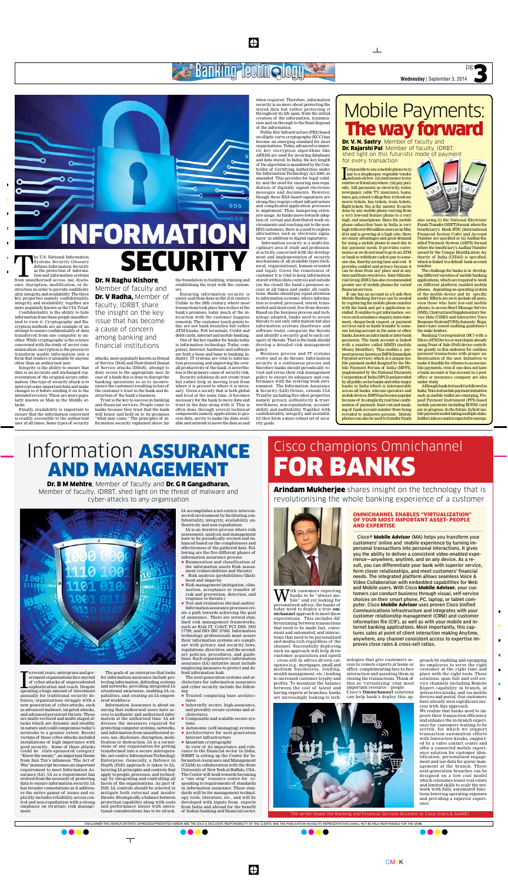# INFORMATION SECURITY

**Dr. N Raghu Kishore**, Member of faculty and **Dr. V Radha,** Member of faculty, IDRBT, share the insight on the key issue that has become a cause of concern among banking and financial institutions

The U.S. National Information Systems Security Glossary defines Information Security as the protection of information and information systems from unauthorised access, use, disclosure, disruption, modification, or destruction in order to provide confidentiality, integrity, and availability. The three key properties namely confidentiality, integrity, and availability, together are more popularly known as the CIA Triad.

Confidentiality is the ability to hide information from those people unauthorized to view it. Cryptography and Encryption methods are an example of an attempt to ensure confidentiality of data transferred from one computer to another. While cryptography is the science concerned with the study of secret communication, encryption is the process to transform usable information into a form that renders it unusable by anyone other than an authorised user.

Integrity is the ability to ensure that data is an accurate and unchanged representation of the original secure information. One type of security attack is to intercept some important data and make changes to it before sending it on to the intended receiver. These are more popularly known as Man in the Middle attacks.

Finally, availability is important to ensure that the information concerned is readily accessible to the authorised user at all times. Some types of security attacks, more popularly known as Denial of Service (DoS) and Distributed Denial of Service attacks (DDoS), attempt to deny access to the appropriate user. In case of a bank this is done to disrupt the banking operations so as to inconvenience the customers resulting in loss of the customer's trust in the bank and destruction of the bank's business.

Trust is the key to success in banking and financial services. People come to banks because they trust that the bank will honor and hold on to its promises "what may come." The principles of information security explained above lay the foundation in building, winning and establishing the trust with the customers.

Ensuring information security is easier said than done in the 21st century. Unlike in the 20th century when most transactions took place face-to-face at the bank's premises, today much of the interaction with the customer happens remotely. The customer touch points today are not bank branches but rather ATM kiosks, PoS terminals, Credit and debit cards, internet and mobile banking.

One of the key enabler for banks today is information technology. Today, computers, Internet, hardware and software are both a boon and bane to banking industry. IT systems are vital to information processing and improving the overall productivity of the bank, it nevertheless is the primary cause of security risk.

Security solutions do not create trust but rather help in moving trust from where it is present to where it is necessary. Given a society that is both global and local at the same time, it becomes necessary for the bank to move data and trust in the data along with it. This is often done through several technical components namely applications to process data, server to make the data available and network to move the data as and when required. Therefore, information security is no more about protecting the stored data but rather protecting it throughout its life span, from the initial creation of the information, transmission and on through to the final disposal of the information.

Public Key Infrastructure (PKI) based on elliptic curve cryptography (ECC) has become an emerging standard for most organisations. Today, advanced symmetric key encryption algorithms like AES256 are used for securing databases and data stored. In India, the key length of the algorithm is mandated by the Controller of Certifying Authorities under the Information Technology Act 2000, as amended. This provides for legal validity and the need for ensuring non-repudiation of digitally signed electronic messages and documents. However, though these RSA-based signatures are strong they require robust infrastructure and complicated application processes to implement. Thus, hampering extensive usage. As banks move towards adoption of virtual and distributed work environments and reaching out to the non-HNI customers, there is a need to explore alternatives, such as 'electronic signatures' in addition to digital signatures.

Information security is a multi-disciplinary area of study and professional activity, concerned with the development and implementation of security mechanisms of all available types (technical, organizational, human-oriented and legal). Given the remoteness of customer it is vital to keep information stored within (data centres) and outside (on the cloud) the bank's premises secure at all times and under all conditions. Banks should pay equal attention to information systems, where information is created, processed, stored, transmitted and destroyed, free from threats. Based on the business process and technology adopted, banks need to access threats to not only information but also information systems (hardware and software tools), categorize the threats and identify a security goal to each category of threats. That is the bank should develop a detailed risk management policy.

Business process and IT systems evolve and so do threats. Information security is a continuous process and therefore banks should periodically revisit and revise their risk management policy to ensure its adequacy and conformance with the evolving work environment. The Information Assurance & Security (IAS) Octave, extends CIA Triad by including five other properties namely privacy, authenticity & trustworthiness, non-repudiation, accountability and auditability. Together with confidentiality, integrity, and availability they form a more robust set of security goals.

# Mobile Payments: The way forward

**Dr. V. N. Sastry**, Member of faculty and **Dr. Rajarshi Pal**, Member of faculty, IDRBT, shed light on this futuristic mode of payment for every transaction

Is it possible to use a mobile phone to (i) pay to a shopkeeper, vegetable vendor and auto driver (ii) send money to my relative or friend anywhere (iii) pay periodic bill payments as electricity, water, newspaper, cable TV, insurance, loans, taxes, gas, school/college fees (iv) book my movie tickets, bus tickets, train tickets, flight tickets. Yes, is the answer. It can be done by any mobile phone varying from a very low-end feature phone to a very high-end smartphone. Since the mobile phone subscriber base in India is very high with over 900 million users as on May 2014 and is growing at a high rate, there are many advantages and great demand for using a mobile phone to meet day to day payment needs. It provides convenience as we do not need to go to an ATM or bank to withdraw cash to pay to someone else, thereby saving time and cost. It provides comfort and privacy because it can be done from any place and at any time and from own device. Inter-Ministerial Group (IMG) has also recommended greater use of mobile phones for varied financial services.

If one has an account in a bank then Mobile Banking Services can be availed by registering the mobile phone number with the bank and get a application installed. It enables to get information services such as balance enquiry, mini-statement, cheque-book request, or payment services such as funds transfer to someone having account in the same or other banks, known as intra-bank or inter-bank payments. The bank account is linked with a number called MMID (mobile Money Identifier). This enables a payment process known as IMPS (Immediate Payment service), which is a unique mobile payment model designed by the Mobile Payment Forum of India (MPFI), implemented by the National Payments Corporation of India (NPCI) and provided by all public sector banks and other major banks in India which is interoperable across all banks, telecom operators and mobile devices. IMPS has become popular because of its simplicity, real time confirmation of payment, least cost and masking of bank account number from being revealed to unknown persons. Mobile phones can also be used to transfer funds also using (i) the National Electronic Funds Transfer (NEFT) format where the beneficiary's Bank IFSC (International Financial System Code) and Account Number are specified or (ii) Aadhar Enabled Payment System (AEPS) format where the beneficiary's Aadhar Number issued by the Unique Identification Authority of India (UIDAI) is specified, which is linked to a default bank account number.

The challenge for banks is in developing different varieties of mobile banking applications, which are required to work on different platform enabled mobile phones, depending on operating system of the mobile device and its specific model. Efforts are on to include all users, even those who have low-end mobile phones, to access Short Message Service (SMS), Unstructured Supplementary Service Data (USSD) and Interactive Voice Response System (IVRS) channels. Regulators have issued enabling guidelines to the stake holders.

Banking Correspondent (BC) with a Micro-ATM Device or merchants already using Point of Sale (PoS) device contribute greatly in this endeavor for cashless payment transactions with proper authentication of the user. Initiatives to make it feasible for citizens to access mobile payments, even if one does not have a bank account or has account in a post-office or insurance company are also under study.

Although bank-led model is followed in India, Telco-led mobile payment initiatives such as mobile wallet are emerging. Prepaid Payment Instrument (PPI)-based mobile payments including RUPAY card are in progress. In the future, hybrid mobile payment model taking multiple stakeholders into account is expected to emerge.

# Information ASSURANCE AND MANAGEMENT

**Dr. B M Mehtre**, Member of faculty and **Dr. G R Gangadharan,** Member of faculty, IDRBT, shed light on the threat of malware and cyber-attacks to any organisation

In recent years, enterprises and government organisations face myriad of cyber-attacks of unprecedented sophistication and reach. Despite spending a huge amount of investment annually for traditional security defences, organizations struggle with a new generation of cyber-attacks, such as advanced malware, targeted attacks, and advanced persistent threats. These are multi-vectored and multi-staged attacks which are dynamic and stealthy in nature and could compromise today's networks to a greater extent. Recent victims of these cyber-attacks included installations of high importance with good security. Some of these attacks could be state-sponsored category. "Know thy enemy", an important theme from Sun Tzu's infamous 'The Art of War' manuscript becomes an important requirement to meet Information Assurance (IA). IA as a requirement has evolved from the necessity of protecting data to ensure information security. IA has broader connotations as it addresses the entire gamut of issues and explicitly includes reliability, access control and non-repudiation with a strong emphasis on strategic risk management.

The goals of an enterprise that looks for information assurance include protecting information, defending systems and networks, providing integrated IA situational awareness, enabling IA capabilities, and creating an IA-empowered workforce.

Information Assurance is about ensuring that authorised users have access to authentic and authorised information at the authorised time. IA addresses the measures required for protecting computer systems, networks, and information from unauthorised access, use, disclosure, disruption, modification or destruction. IA is a cornerstone of any organisation for getting transformed into a secure interoperable, net-centric Information Technology Enterprise. Generally, a Defence in Depth (DiD) approach is taken to IA, layering IA principles and controls that apply to people, processes, and technology by integrating and controlling all facets of the organisations. As part of DiD, IA controls should be selected to mitigate both external and insider threats. Strategically, a balance between protection capability along with costs and performance issues with operational considerations has to be struck.

IA accomplishes a net-centric interconnected environment by facilitating confidentiality, integrity, availability, authenticity and non-repudiation.

IA is an iterative process where risk assessment, analysis and management have to be periodically revised and enhanced based on the completeness and effectiveness of the gathered data. Following are the five different phases of information assurance process:

- Enumeration and classification of the information assets Risk assessment (vulnerabilities and threats)
- Risk analysis (probabilities/likelihood and impacts)
- Risk management (mitigation, elimination, acceptance or transfer of risk and prevention, detection, and response to threats.)
- Test and evaluation (formal audits)

Information assurance processes create a path towards achieving the goal of assurance. There are several standard risk management frameworks, such as Risk IT, CobiT, PCI DSS, ISO 17799, and ISO/IEC 27002. Information technology professionals must assure their information systems are compliant with privacy and security laws, regulations, directives, and the secondary policies, procedures, and guidelines. Each organisation's information assurance (IA) initiative must include employing measures to protect and defend information leak.

The next-generation systems and architecture for information assurance and cyber security include the following:

- Trusted computing base architectures
- Inherently secure, high-assurance, and provably secure systems and architectures
- Composable and scalable secure systems
- Autonomic (self-managing) systems
- Architectures for next-generation Internet infrastructure
- Quantum cryptography

In view of its importance and relevance to the financial sector in India, IDRBT is setting up the Center for Information Assurance and Management (CIAM) in collaboration with the State University of New York at Buffalo, USA. The Center will work towards becoming a "one stop" resource centre for responding to requirements of standards in information assurance. These standards will be for management technology, tools, literature, etc., and will be developed with inputs from experts from India and abroad for the benefit of Indian banking and financial sector.

# Cisco champions Omnichannel FOR BANKS

**Arindam Mukherjee** shares insight on the technology that is revolutionising the whole banking experience of a customer

### OMNICHANNEL ENABLES "VIRTUALIZATION" OF YOUR MOST IMPORTANT ASSET- PEOPLE AND EXPERTISE

Cisco® **Mobile Advisor** (MA) helps you transform your customers' online and mobile experience by turning impersonal transactions into personal interactions. It gives you the ability to deliver a consistent video-enabled experience—anywhere, anytime, and on any device. As a result, you can differentiate your bank with superior service, form closer relationships, and meet customers' financial needs. The integrated platform allows seamless Voice & Video Collaboration with embedded capabilities for Web and Mobile users. With Cisco **Mobile Advisor**, your customers can conduct business through visual, self-service choices on their smart phone, PC, laptop, or tablet computer. Cisco **Mobile Advisor** uses proven Cisco Unified Communications infrastructure and integrates with your customer relationship management (CRM) and customer information file (CIF), as well as with your mobile and Internet banking applications. Most importantly, this captures sales at point of client interaction making Anytime, anywhere, any channel consistent access to expertise improves close rates & cross-sell ratios.

With customers expecting banks to be "always mobile" and yet looking for personalized advice, the banks of today need to deploy a true **omnichannel** approach to meet these expectations. This includes differentiating between transactions that need to be made fast, convenient and automated; and interactions that need to be personalised and media-rich regardless of the channel. Successfully deploying such an approach will help drive customer acquisition and upsell / cross-sell in advice-driven categories (e.g., mortgages, small and medium businesses, lending, wealth management, etc.) leading to increased customer loyalty and profits. To maintain the balance between the cost of talent and having experts at branches, banks are increasingly looking to technologies that give customers access to remote experts at home or office, complementing face-to-face interaction and assisting them in closing the transactions. Think of this as 'virtualising' your most important resource – people. Cisco's **Omnichannel** solutions can help bank's deploy this approach by enabling and equipping its employees to serve the right customer at the right time and place with the right tools. These solutions span full and self-service channels including Remote Expert capability in branch, at interactive kiosks, and via mobile devices and portal. Our customers have already seen significant success with this approach.

We realize that banks need to improve their transaction efficiency and enhance the in-branch experience for customers waiting to be served, for which we support transaction automation efforts with Interactive kiosks, supported by a video contact centre and offer a connected mobile experience solution for customer identification, personalised engagement and use-data for queue management at the branch. These next-generation branches can be designed on a low cost model which consumes lesser real estate and limited skills to scale the network with fully automated functions lowering operating expenses and providing a superior experience.

The writer heads the Banking and Financial Services Business at Cisco (India & SAARC)

DISCLAIMER-THE VIEWS/CONTENTS EXPRESSED/PRESENTED HEREIN ARE THE SOLE & EXCLUSIVE RESPONSIBILITY OF THE CLIENTS AND THE PUBLICATION HOUSE/ITS REPRESENTATIVES SHALL NOT BE HELD RESPONSIBLE FOR THE SAME.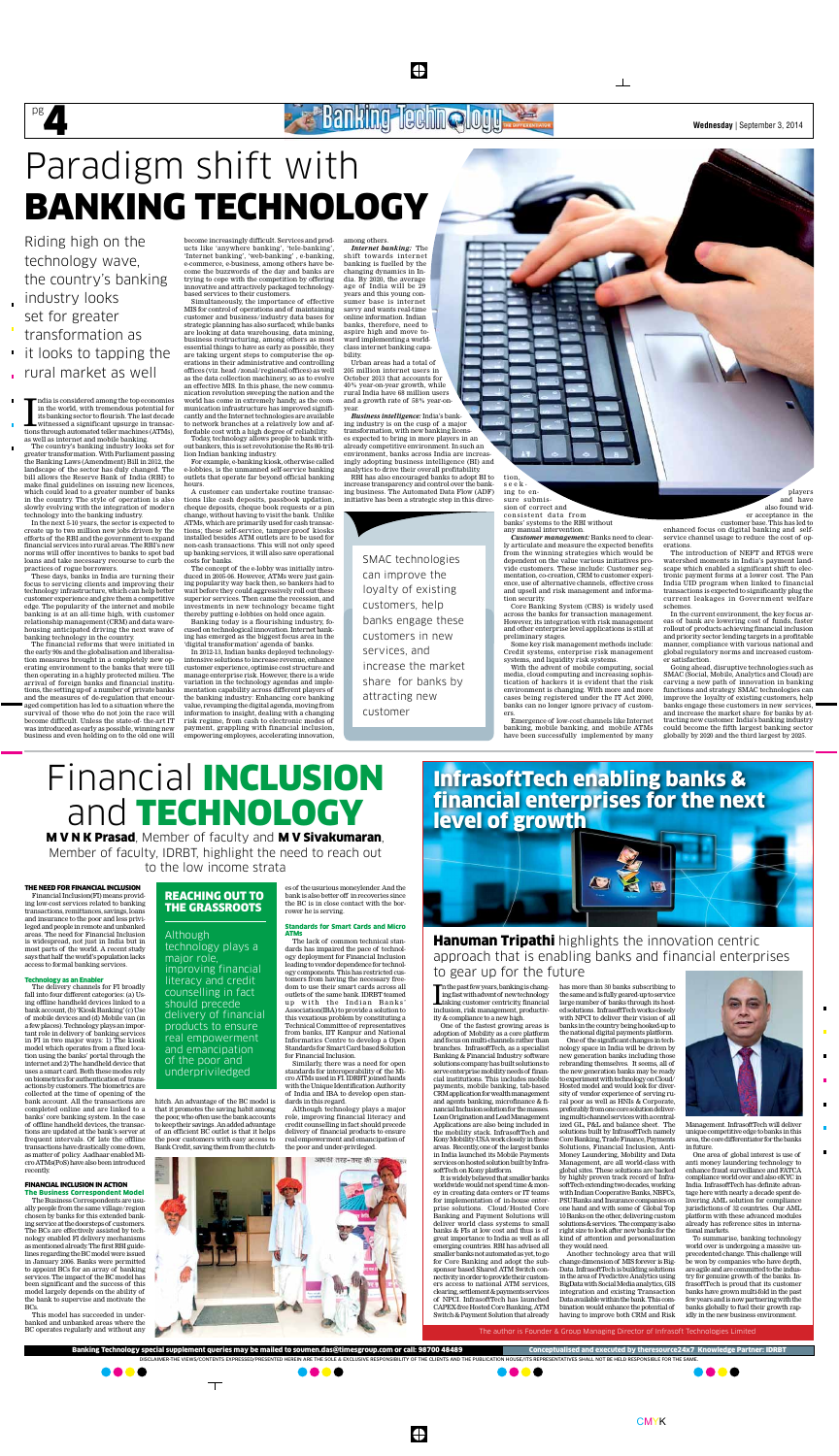# Paradigm shift with BANKING TECHNOLOGY

Riding high on the technology wave, the country's banking industry looks set for greater transformation as it looks to tapping the rural market as well

India is considered among the top economies in the world, with tremendous potential for its banking sector to flourish. The last decade witnessed a significant upsurge in transactions through automated teller machines (ATMs), as well as internet and mobile banking.

The country's banking industry looks set for greater transformation. With Parliament passing the Banking Laws (Amendment) Bill in 2012, the landscape of the sector has duly changed. The bill allows the Reserve Bank of India (RBI) to make final guidelines on issuing new licences, which could lead to a greater number of banks in the country. The style of operation is also slowly evolving with the integration of modern technology into the banking industry.

In the next 5-10 years, the sector is expected to create up to two million new jobs driven by the efforts of the RBI and the government to expand financial services into rural areas. The RBI's new norms will offer incentives to banks to spot bad loans and take necessary recourse to curb the practices of rogue borrowers.

These days, banks in India are turning their focus to servicing clients and improving their technology infrastructure, which can help better customer experience and give them a competitive edge. The popularity of the internet and mobile banking is at an all-time high, with customer relationship management (CRM) and data warehousing anticipated driving the next wave of banking technology in the country.

The financial reforms that were initiated in the early 90s and the globalisation and liberalisation measures brought in a completely new operating environment to the banks that were till then operating in a highly protected milieu. The arrival of foreign banks and financial institutions, the setting up of a number of private banks and the measures of de-regulation that encouraged competition has led to a situation where the survival of those who do not join the race will become difficult. Unless the state-of-the-art IT was introduced as early as possible, winning new business and even holding on to the old one will become increasingly difficult. Services and products like 'anywhere banking', 'tele-banking', 'Internet banking', 'web-banking', e-banking, e-commerce, e-business, among others have become the buzzwords of the day and banks are trying to cope with the competition by offering innovative and attractively packaged technology-based services to their customers.

Simultaneously, the importance of effective MIS for control of operations and of maintaining customer and business/industry data bases for strategic planning has also surfaced; while banks are looking at data warehousing, data mining, business restructuring, among others as most essential things to have as early as possible, they are taking urgent steps to computerise the operations in their administrative and controlling offices (viz. head /zonal/regional offices) as well as the data collection machinery, so as to evolve an effective MIS. In this phase, the new communication revolution sweeping the nation and the world has come in extremely handy, as the communication infrastructure has improved significantly and the Internet technologies are available to network branches at a relatively low and affordable cost with a high degree of reliability.

Today, technology allows people to bank without bankers, thus is set revolutionise the Rs 80-trillion Indian banking industry.

For example, e-banking kiosk, otherwise called e-lobbies, is the unmanned self-service banking outlets that operate far beyond official banking hours.

A customer can undertake routine transactions like cash deposits, passbook updation, cheque deposits, cheque book requests or a pin change, without having to visit the bank. Unlike ATMs, which are primarily used for cash transactions; these self-service, tamper-proof kiosks installed besides ATM outlets are to be used for non-cash transactions. This will not only speed up banking services, it will also save operational costs for banks.

The concept of the e-lobby was initially introduced in 2005-06. However, ATMs were just gaining popularity way back then, so bankers had to wait before they could aggressively roll out these superior services. Then came the recession, and investments in new technology became tight thereby putting e-lobbies on hold once again.

Banking today is a flourishing industry, focused on technological innovation. Internet banking has emerged as the biggest focus area in the 'digital transformation' agenda of banks.

In 2012-13, Indian banks deployed technology-intensive solutions to increase revenue, enhance customer experience, optimise cost structure and manage enterprise risk. However, there is a wide variation in the technology agendas and implementation capability across different players of the banking industry. Enhancing core banking value, revamping the digital agenda, moving from information to insight, dealing with a changing risk regime, from cash to electronic modes of payment, grappling with financial inclusion, empowering employees, accelerating innovation, among others.

***Internet banking:*** The shift towards internet banking is fuelled by the changing dynamics in India. By 2020, the average age of India will be 29 years and this young consumer base is internet savvy and wants real-time online information. Indian banks, therefore, need to aspire high and move toward implementing a world-class internet banking capability.

Urban areas had a total of 205 million internet users in October 2013 that accounts for 40% year-on-year growth, while rural India have 68 million users and a growth rate of 58% year-on-year.

***Business intelligence:*** India's banking industry is on the cusp of a major transformation, with new banking licenses expected to bring in more players in an already competitive environment. In such an environment, banks across India are increasingly adopting business intelligence (BI) and analytics to drive their overall profitability.

RBI has also encouraged banks to adopt BI to increase transparency and control over the banking business. The Automated Data Flow (ADF) initiative has been a strategic step in this direction, seeking to ensure submission of correct and consistent data from banks' systems to the RBI without any manual intervention.

***Customer management:*** Banks need to clearly articulate and measure the expected benefits from the winning strategies which would be dependent on the value various initiatives provide customers. These include: Customer segmentation, co-creation, CRM to customer experience, use of alternative channels, effective cross and upsell and risk management and information security.

Core Banking System (CBS) is widely used across the banks for transaction management. However, its integration with risk management and other enterprise level applications is still at preliminary stages.

Some key risk management methods include: Credit systems, enterprise risk management systems, and liquidity risk systems.

With the advent of mobile computing, social media, cloud computing and increasing sophistication of hackers it is evident that the risk environment is changing. With more and more cases being registered under the IT Act 2000, banks can no longer ignore privacy of customers.

Emergence of low-cost channels like Internet banking, mobile banking, and mobile ATMs have been successfully implemented by many players and have also found wider acceptance in the customer base. This has led to enhanced focus on digital banking and self-service channel usage to reduce the cost of operations.

The introduction of NEFT and RTGS were watershed moments in India's payment landscape which enabled a significant shift to electronic payment forms at a lower cost. The Pan India UID program when linked to financial transactions is expected to significantly plug the current leakages in Government welfare schemes.

In the current environment, the key focus areas of bank are lowering cost of funds, faster rollout of products achieving financial inclusion and priority sector lending targets in a profitable manner, compliance with various national and global regulatory norms and increased customer satisfaction.

Going ahead, disruptive technologies such as SMAC (Social, Mobile, Analytics and Cloud) are carving a new path of innovation in banking functions and strategy. SMAC technologies can improve the loyalty of existing customers, help banks engage these customers in new services, and increase the market share for banks by attracting new customer. India's banking industry could become the fifth largest banking sector globally by 2020 and the third largest by 2025.

> SMAC technologies can improve the loyalty of existing customers, help banks engage these customers in new services, and increase the market share for banks by attracting new customer

# Financial INCLUSION and TECHNOLOGY

**M V N K Prasad**, Member of faculty and **M V Sivakumaran**, Member of faculty, IDRBT, highlight the need to reach out to the low income strata

### THE NEED FOR FINANCIAL INCLUSION

Financial Inclusion(FI) means providing low-cost services related to banking transactions, remittances, savings, loans and insurance to the poor and less privileged and people in remote and unbanked areas. The need for Financial Inclusion is widespread, not just in India but in most parts of the world. A recent study says that half the world's population lacks access to formal banking services.

#### Technology as an Enabler

The delivery channels for FI broadly fall into four different categories: (a) Using offline handheld devices linked to a bank account, (b) 'Kiosk Banking' (c) Use of mobile devices and (d) Mobile van (in a few places). Technology plays an important role in delivery of banking services in FI in two major ways: 1) The kiosk model which operates from a fixed location using the banks' portal through the internet and 2) The handheld device that uses a smart card. Both these modes rely on biometrics for authentication of transactions by customers. The biometrics are collected at the time of opening of the bank account. All the transactions are completed online and are linked to a banks' core banking system. In the case of offline handheld devices, the transactions are updated at the bank's server at frequent intervals. Of late the offline transactions have drastically come down, as matter of policy. Aadhaar enabled Micro ATMs(PoS) have also been introduced recently.

### FINANCIAL INCLUSION IN ACTION

#### The Business Correspondent Model

The Business Correspondents are usually people from the same village/region chosen by banks for this extended banking service at the doorsteps of customers. The BCs are effectively assisted by technology enabled FI delivery mechanisms as mentioned already. The first RBI guidelines regarding the BC model were issued in January 2006. Banks were permitted to appoint BCs for an array of banking services. The impact of the BC model has been significant and the success of this model largely depends on the ability of the bank to supervise and motivate the BCs.

This model has succeeded in under-banked and unbanked areas where the BC operates regularly and without any hitch. An advantage of the BC model is that it promotes the saving habit among the poor, who often use the bank accounts to keep their savings. An added advantage of an efficient BC outlet is that it helps the poor customers with easy access to Bank Credit, saving them from the clutches of the usurious moneylender. And the bank is also better off in recoveries since the BC is in close contact with the borrower he is serving.

#### Standards for Smart Cards and Micro ATMs

The lack of common technical standards has impaired the pace of technology deployment for Financial Inclusion leading to vendor dependence for technology components. This has restricted customers from having the necessary freedom to use their smart cards across all outlets of the same bank. IDRBT teamed up with the Indian Banks' Association(IBA) to provide a solution to this vexatious problem by constituting a Technical Committee of representatives from banks, IIT Kanpur and National Informatics Centre to develop a Open Standards for Smart Card based Solution for Financial Inclusion.

Similarly, there was a need for open standards for interoperability of the Micro ATMs used in FI. IDRBT joined hands with the Unique Identification Authority of India and IBA to develop open standards in this regard.

Although technology plays a major role, improving financial literacy and credit counselling in fact should precede delivery of financial products to ensure real empowerment and emancipation of the poor and under-privileged.

### REACHING OUT TO THE GRASSROOTS

> Although technology plays a major role, improving financial literacy and credit counselling in fact should precede delivery of financial products to ensure real empowerment and emancipation of the poor and underpriviledged

# InfrasoftTech enabling banks & financial enterprises for the next level of growth

## Hanuman Tripathi highlights the innovation centric approach that is enabling banks and financial enterprises to gear up for the future

In the past few years, banking is changing fast with advent of new technology taking customer centricity, financial inclusion, risk management, productivity & compliance to a new high.

One of the fastest growing areas is adoption of Mobility as a core platform and focus on multi-channels rather than branches. InfrasoftTech, as a specialist Banking & Financial Industry software solutions company has built solutions to serve enterprise mobility needs of financial institutions. This includes mobile payments, mobile banking, tab-based CRM application for wealth management and agents banking, microfinance & Financial Inclusion solution for the masses. Loan Origination and Lead Management Applications are also being included in the mobility stack. InfrasoftTech and Kony Mobility USA work closely in these areas. Recently, one of the largest banks in India launched its Mobile Payments services on hosted solution built by InfrasoftTech on Kony platform.

It is widely believed that smaller banks worldwide would not spend time & money in creating data centers or IT teams for implementation of in-house enterprise solutions. Cloud/Hosted Core Banking and Payment Solutions will deliver world class systems to small banks & FIs at low cost and thus is of great importance to India as well as all emerging countries. RBI has advised all smaller banks not automated as yet, to go for Core Banking and adopt the sub-sponsor based Shared ATM Switch connectivity in order to provide their customers access to national ATM services, clearing, settlement & payments services of NPCI. InfrasoftTech has launched CAPEX-free Hosted Core Banking, ATM Switch & Payment Solution that already has more than 30 banks subscribing to the same and is fully geared-up to service large number of banks through its hosted solutions. InfrasoftTech works closely with NPCI to deliver their vision of all banks in the country being hooked-up to the national digital payments platform.

One of the significant changes in technology space in India will be driven by new generation banks including those rebranding themselves. It seems, all of the new generation banks may be ready to experiment with technology on Cloud/Hosted model and would look for diversity of vendor experience of serving rural poor as well as HNIs & Corporate, preferably from one solution delivering multi-channel services with a centralized GL, P&L and balance sheet. The solutions built by InfrasoftTech namely Core Banking, Trade Finance, Payments Solutions, Financial Inclusion, Anti-Money Laundering, Mobility and Data Management, are all world-class with global sites. These solutions are backed by highly proven track record of InfrasoftTech extending two decades, working with Indian Cooperative Banks, NBFCs, PSU Banks and Insurance companies on one hand and with some of Global Top 10 Banks on the other, delivering custom solutions & services. The company is also right size to look after new banks for the kind of attention and personalization they would need.

Another technology area that will change dimension of MIS forever is Big Data. InfrasoftTech is building solutions in the area of Predictive Analytics using BigData with Social Media analytics, GIS integration and existing Transaction Data available within the bank. This combination would enhance the potential of having to improve both CRM and Risk Management. InfrasoftTech will deliver unique competitive edge to banks in this area, the core differentiator for the banks in future.

One area of global interest is use of anti money laundering technology to enhance fraud surveillance and FATCA compliance worldwide and also eKYC in India. InfrasoftTech has definite advantage here with nearly a decade spent delivering AML solution for compliance jurisdictions of 32 countries. Our AML platform with these advanced modules already has reference sites in international markets.

To summarise, banking technology world over is undergoing a massive unprecedented change. This challenge will be won by companies who have depth, are agile and are committed to the industry for genuine growth of the banks. InfrasoftTech is proud that its customer banks have grown multi-fold in the past few years and is now partnering with the banks globally to fuel their growth rapidly in the new business environment.

*The author is Founder & Group Managing Director of Infrasoft Technologies Limited*

Banking Technology special supplement queries may be mailed to soumen.das@timesgroup.com or call: 98700 48489 — Conceptualised and executed by theresource24x7 Knowledge Partner: IDRBT

DISCLAIMER-THE VIEWS/CONTENTS EXPRESSED/PRESENTED HEREIN ARE THE SOLE & EXCLUSIVE RESPONSIBILITY OF THE CLIENTS AND THE PUBLICATION HOUSE/ITS REPRESENTATIVES SHALL NOT BE HELD RESPONSIBLE FOR THE SAME.